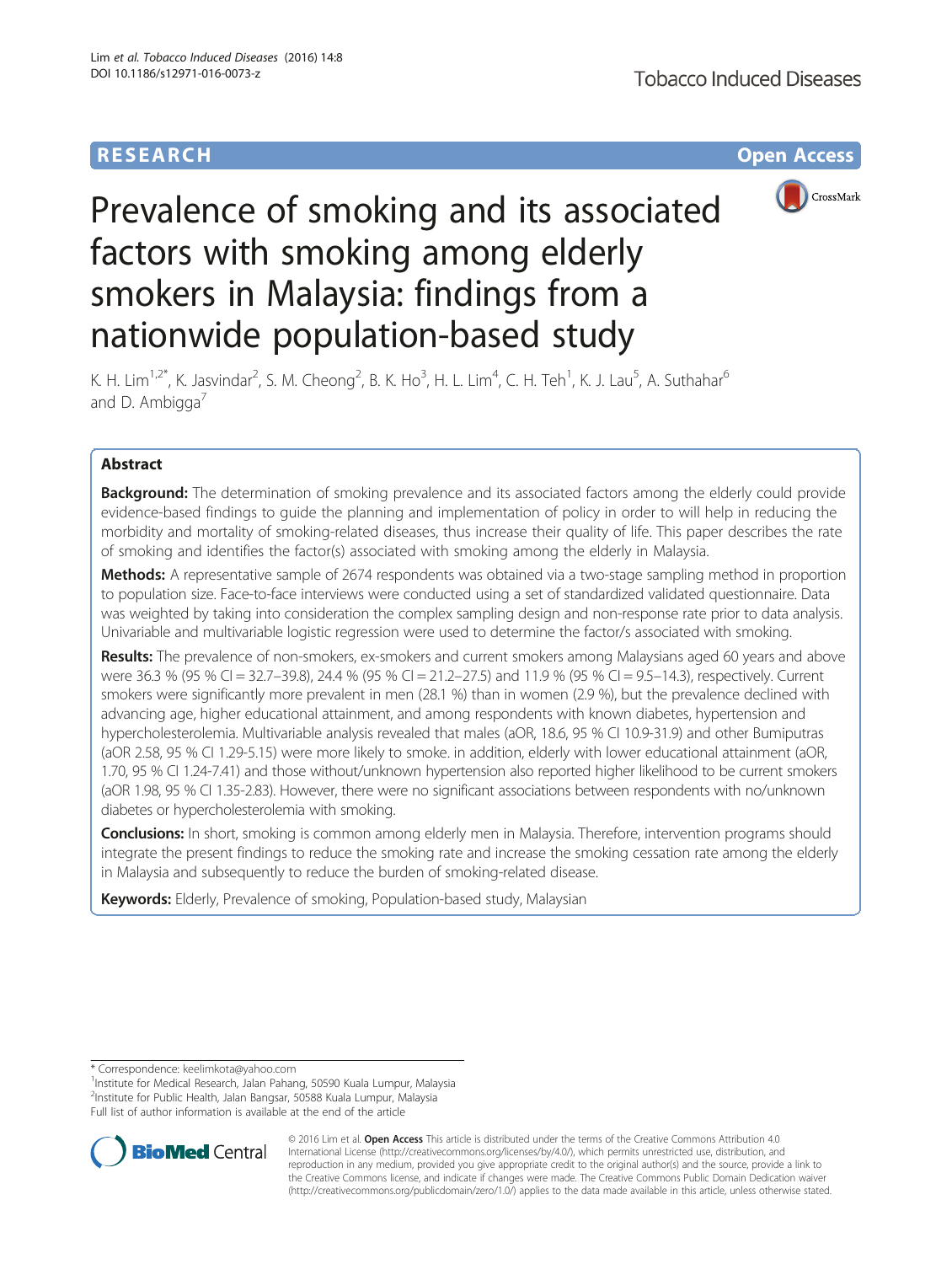RESEARCH Open Access

# Prevalence of smoking and its associated factors with smoking among elderly smokers in Malaysia: findings from a nationwide population-based study

K. H. Lim[1,2*], K. Jasvindar[2], S. M. Cheong[2], B. K. Ho[3], H. L. Lim[4], C. H. Teh[1], K. J. Lau[5], A. Suthahar[6] and D. Ambigga[7]

## Abstract

**Background:** The determination of smoking prevalence and its associated factors among the elderly could provide evidence-based findings to guide the planning and implementation of policy in order to will help in reducing the morbidity and mortality of smoking-related diseases, thus increase their quality of life. This paper describes the rate of smoking and identifies the factor(s) associated with smoking among the elderly in Malaysia.

**Methods:** A representative sample of 2674 respondents was obtained via a two-stage sampling method in proportion to population size. Face-to-face interviews were conducted using a set of standardized validated questionnaire. Data was weighted by taking into consideration the complex sampling design and non-response rate prior to data analysis. Univariable and multivariable logistic regression were used to determine the factor/s associated with smoking.

**Results:** The prevalence of non-smokers, ex-smokers and current smokers among Malaysians aged 60 years and above were 36.3 % (95 % CI = 32.7–39.8), 24.4 % (95 % CI = 21.2–27.5) and 11.9 % (95 % CI = 9.5–14.3), respectively. Current smokers were significantly more prevalent in men (28.1 %) than in women (2.9 %), but the prevalence declined with advancing age, higher educational attainment, and among respondents with known diabetes, hypertension and hypercholesterolemia. Multivariable analysis revealed that males (aOR, 18.6, 95 % CI 10.9-31.9) and other Bumiputras (aOR 2.58, 95 % CI 1.29-5.15) were more likely to smoke. in addition, elderly with lower educational attainment (aOR, 1.70, 95 % CI 1.24-7.41) and those without/unknown hypertension also reported higher likelihood to be current smokers (aOR 1.98, 95 % CI 1.35-2.83). However, there were no significant associations between respondents with no/unknown diabetes or hypercholesterolemia with smoking.

**Conclusions:** In short, smoking is common among elderly men in Malaysia. Therefore, intervention programs should integrate the present findings to reduce the smoking rate and increase the smoking cessation rate among the elderly in Malaysia and subsequently to reduce the burden of smoking-related disease.

**Keywords:** Elderly, Prevalence of smoking, Population-based study, Malaysian

---

* Correspondence: keelimkota@yahoo.com
[1]Institute for Medical Research, Jalan Pahang, 50590 Kuala Lumpur, Malaysia
[2]Institute for Public Health, Jalan Bangsar, 50588 Kuala Lumpur, Malaysia
Full list of author information is available at the end of the article

© 2016 Lim et al. **Open Access** This article is distributed under the terms of the Creative Commons Attribution 4.0 International License (http://creativecommons.org/licenses/by/4.0/), which permits unrestricted use, distribution, and reproduction in any medium, provided you give appropriate credit to the original author(s) and the source, provide a link to the Creative Commons license, and indicate if changes were made. The Creative Commons Public Domain Dedication waiver (http://creativecommons.org/publicdomain/zero/1.0/) applies to the data made available in this article, unless otherwise stated.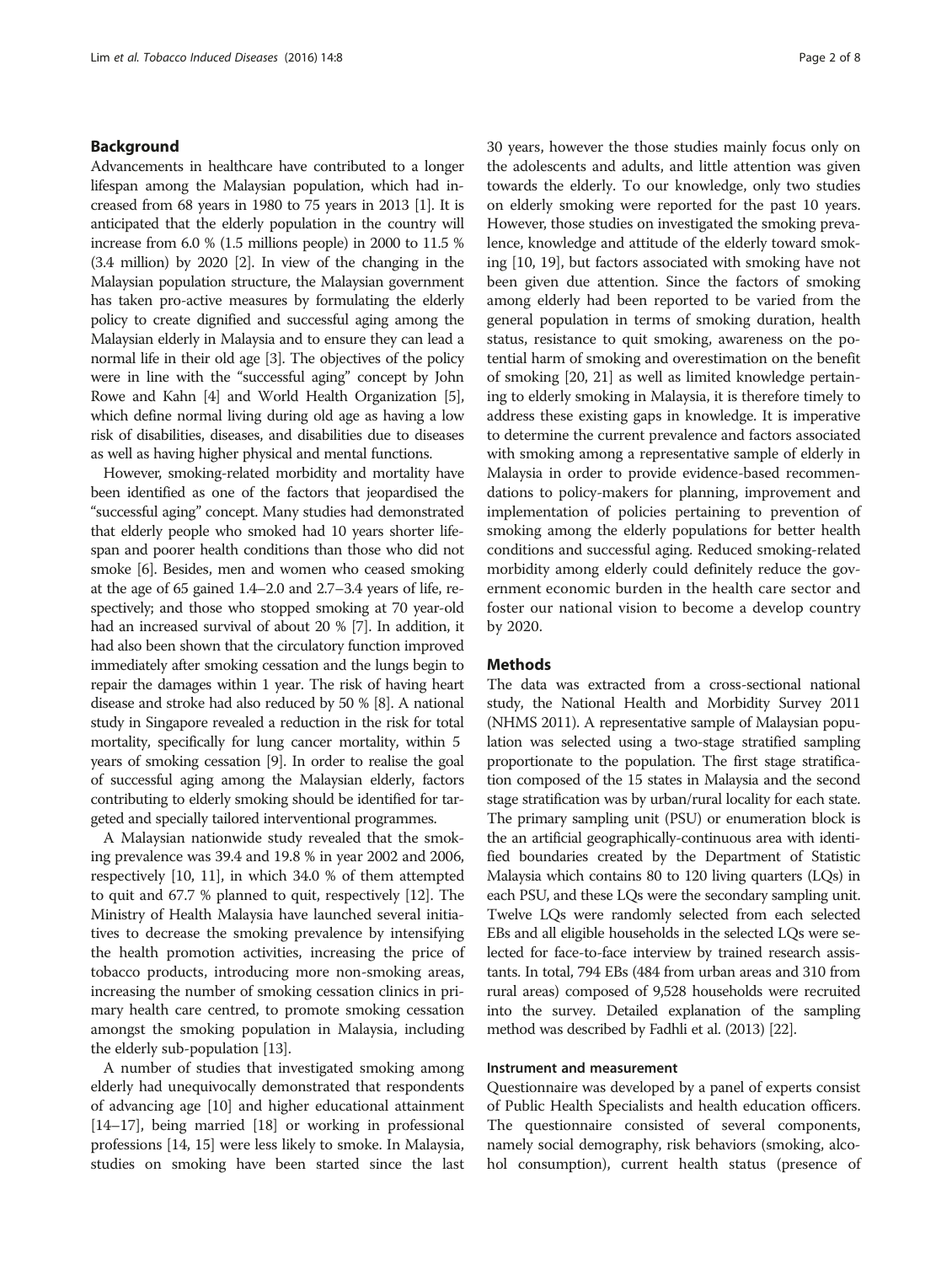## Background

Advancements in healthcare have contributed to a longer lifespan among the Malaysian population, which had increased from 68 years in 1980 to 75 years in 2013 [1]. It is anticipated that the elderly population in the country will increase from 6.0 % (1.5 millions people) in 2000 to 11.5 % (3.4 million) by 2020 [2]. In view of the changing in the Malaysian population structure, the Malaysian government has taken pro-active measures by formulating the elderly policy to create dignified and successful aging among the Malaysian elderly in Malaysia and to ensure they can lead a normal life in their old age [3]. The objectives of the policy were in line with the "successful aging" concept by John Rowe and Kahn [4] and World Health Organization [5], which define normal living during old age as having a low risk of disabilities, diseases, and disabilities due to diseases as well as having higher physical and mental functions.

However, smoking-related morbidity and mortality have been identified as one of the factors that jeopardised the "successful aging" concept. Many studies had demonstrated that elderly people who smoked had 10 years shorter lifespan and poorer health conditions than those who did not smoke [6]. Besides, men and women who ceased smoking at the age of 65 gained 1.4–2.0 and 2.7–3.4 years of life, respectively; and those who stopped smoking at 70 year-old had an increased survival of about 20 % [7]. In addition, it had also been shown that the circulatory function improved immediately after smoking cessation and the lungs begin to repair the damages within 1 year. The risk of having heart disease and stroke had also reduced by 50 % [8]. A national study in Singapore revealed a reduction in the risk for total mortality, specifically for lung cancer mortality, within 5 years of smoking cessation [9]. In order to realise the goal of successful aging among the Malaysian elderly, factors contributing to elderly smoking should be identified for targeted and specially tailored interventional programmes.

A Malaysian nationwide study revealed that the smoking prevalence was 39.4 and 19.8 % in year 2002 and 2006, respectively [10, 11], in which 34.0 % of them attempted to quit and 67.7 % planned to quit, respectively [12]. The Ministry of Health Malaysia have launched several initiatives to decrease the smoking prevalence by intensifying the health promotion activities, increasing the price of tobacco products, introducing more non-smoking areas, increasing the number of smoking cessation clinics in primary health care centred, to promote smoking cessation amongst the smoking population in Malaysia, including the elderly sub-population [13].

A number of studies that investigated smoking among elderly had unequivocally demonstrated that respondents of advancing age [10] and higher educational attainment [14–17], being married [18] or working in professional professions [14, 15] were less likely to smoke. In Malaysia, studies on smoking have been started since the last 30 years, however the those studies mainly focus only on the adolescents and adults, and little attention was given towards the elderly. To our knowledge, only two studies on elderly smoking were reported for the past 10 years. However, those studies on investigated the smoking prevalence, knowledge and attitude of the elderly toward smoking [10, 19], but factors associated with smoking have not been given due attention. Since the factors of smoking among elderly had been reported to be varied from the general population in terms of smoking duration, health status, resistance to quit smoking, awareness on the potential harm of smoking and overestimation on the benefit of smoking [20, 21] as well as limited knowledge pertaining to elderly smoking in Malaysia, it is therefore timely to address these existing gaps in knowledge. It is imperative to determine the current prevalence and factors associated with smoking among a representative sample of elderly in Malaysia in order to provide evidence-based recommendations to policy-makers for planning, improvement and implementation of policies pertaining to prevention of smoking among the elderly populations for better health conditions and successful aging. Reduced smoking-related morbidity among elderly could definitely reduce the government economic burden in the health care sector and foster our national vision to become a develop country by 2020.

## Methods

The data was extracted from a cross-sectional national study, the National Health and Morbidity Survey 2011 (NHMS 2011). A representative sample of Malaysian population was selected using a two-stage stratified sampling proportionate to the population. The first stage stratification composed of the 15 states in Malaysia and the second stage stratification was by urban/rural locality for each state. The primary sampling unit (PSU) or enumeration block is the an artificial geographically-continuous area with identified boundaries created by the Department of Statistic Malaysia which contains 80 to 120 living quarters (LQs) in each PSU, and these LQs were the secondary sampling unit. Twelve LQs were randomly selected from each selected EBs and all eligible households in the selected LQs were selected for face-to-face interview by trained research assistants. In total, 794 EBs (484 from urban areas and 310 from rural areas) composed of 9,528 households were recruited into the survey. Detailed explanation of the sampling method was described by Fadhli et al. (2013) [22].

### Instrument and measurement

Questionnaire was developed by a panel of experts consist of Public Health Specialists and health education officers. The questionnaire consisted of several components, namely social demography, risk behaviors (smoking, alcohol consumption), current health status (presence of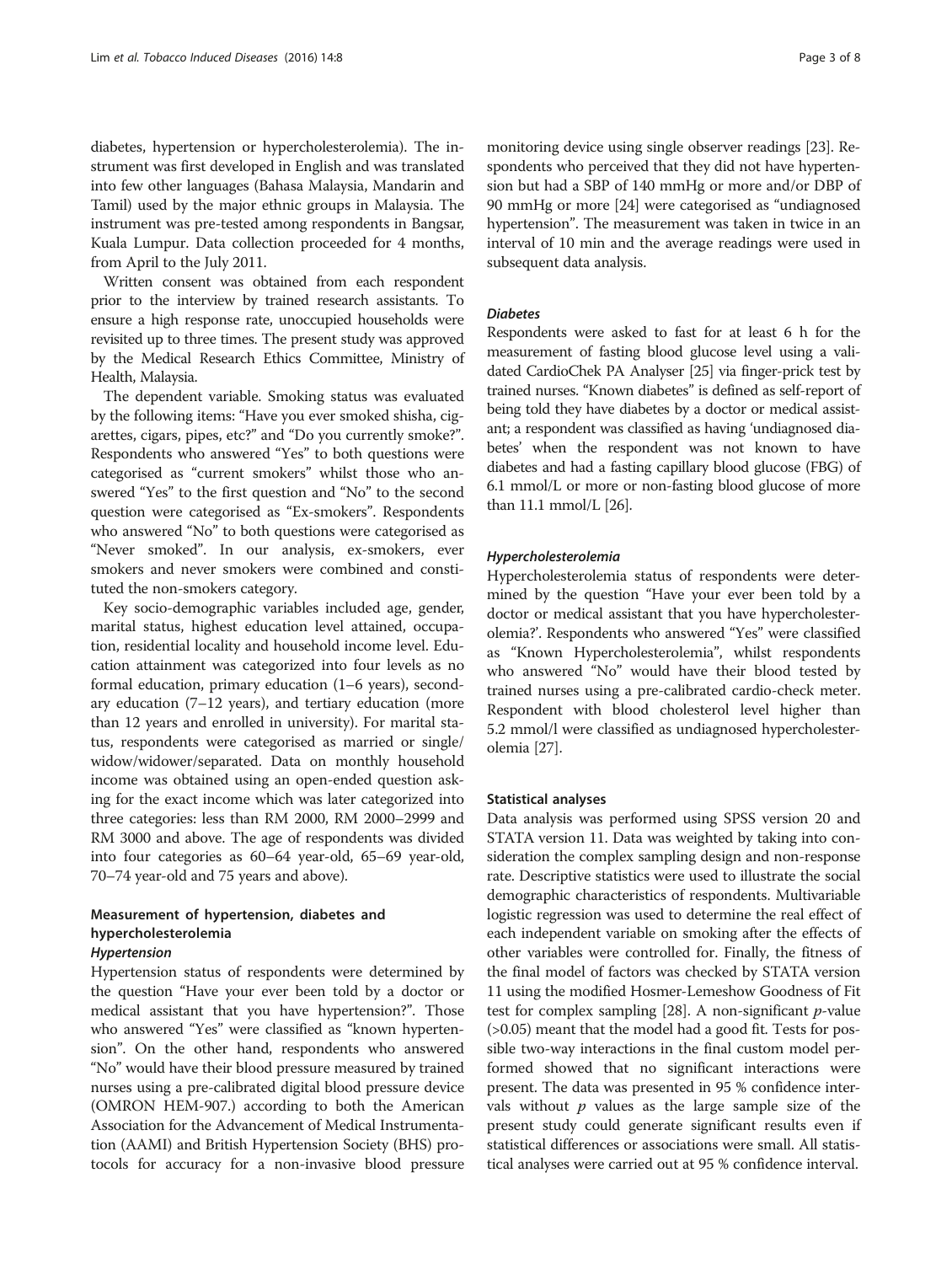diabetes, hypertension or hypercholesterolemia). The instrument was first developed in English and was translated into few other languages (Bahasa Malaysia, Mandarin and Tamil) used by the major ethnic groups in Malaysia. The instrument was pre-tested among respondents in Bangsar, Kuala Lumpur. Data collection proceeded for 4 months, from April to the July 2011.

Written consent was obtained from each respondent prior to the interview by trained research assistants. To ensure a high response rate, unoccupied households were revisited up to three times. The present study was approved by the Medical Research Ethics Committee, Ministry of Health, Malaysia.

The dependent variable. Smoking status was evaluated by the following items: "Have you ever smoked shisha, cigarettes, cigars, pipes, etc?" and "Do you currently smoke?". Respondents who answered "Yes" to both questions were categorised as "current smokers" whilst those who answered "Yes" to the first question and "No" to the second question were categorised as "Ex-smokers". Respondents who answered "No" to both questions were categorised as "Never smoked". In our analysis, ex-smokers, ever smokers and never smokers were combined and constituted the non-smokers category.

Key socio-demographic variables included age, gender, marital status, highest education level attained, occupation, residential locality and household income level. Education attainment was categorized into four levels as no formal education, primary education (1–6 years), secondary education (7–12 years), and tertiary education (more than 12 years and enrolled in university). For marital status, respondents were categorised as married or single/widow/widower/separated. Data on monthly household income was obtained using an open-ended question asking for the exact income which was later categorized into three categories: less than RM 2000, RM 2000–2999 and RM 3000 and above. The age of respondents was divided into four categories as 60–64 year-old, 65–69 year-old, 70–74 year-old and 75 years and above).

## Measurement of hypertension, diabetes and hypercholesterolemia

### *Hypertension*

Hypertension status of respondents were determined by the question "Have your ever been told by a doctor or medical assistant that you have hypertension?". Those who answered "Yes" were classified as "known hypertension". On the other hand, respondents who answered "No" would have their blood pressure measured by trained nurses using a pre-calibrated digital blood pressure device (OMRON HEM-907.) according to both the American Association for the Advancement of Medical Instrumentation (AAMI) and British Hypertension Society (BHS) protocols for accuracy for a non-invasive blood pressure monitoring device using single observer readings [23]. Respondents who perceived that they did not have hypertension but had a SBP of 140 mmHg or more and/or DBP of 90 mmHg or more [24] were categorised as "undiagnosed hypertension". The measurement was taken in twice in an interval of 10 min and the average readings were used in subsequent data analysis.

### *Diabetes*

Respondents were asked to fast for at least 6 h for the measurement of fasting blood glucose level using a validated CardioChek PA Analyser [25] via finger-prick test by trained nurses. "Known diabetes" is defined as self-report of being told they have diabetes by a doctor or medical assistant; a respondent was classified as having 'undiagnosed diabetes' when the respondent was not known to have diabetes and had a fasting capillary blood glucose (FBG) of 6.1 mmol/L or more or non-fasting blood glucose of more than 11.1 mmol/L [26].

### *Hypercholesterolemia*

Hypercholesterolemia status of respondents were determined by the question "Have your ever been told by a doctor or medical assistant that you have hypercholesterolemia?'. Respondents who answered "Yes" were classified as "Known Hypercholesterolemia", whilst respondents who answered "No" would have their blood tested by trained nurses using a pre-calibrated cardio-check meter. Respondent with blood cholesterol level higher than 5.2 mmol/l were classified as undiagnosed hypercholesterolemia [27].

### Statistical analyses

Data analysis was performed using SPSS version 20 and STATA version 11. Data was weighted by taking into consideration the complex sampling design and non-response rate. Descriptive statistics were used to illustrate the social demographic characteristics of respondents. Multivariable logistic regression was used to determine the real effect of each independent variable on smoking after the effects of other variables were controlled for. Finally, the fitness of the final model of factors was checked by STATA version 11 using the modified Hosmer-Lemeshow Goodness of Fit test for complex sampling [28]. A non-significant $p$-value (>0.05) meant that the model had a good fit. Tests for possible two-way interactions in the final custom model performed showed that no significant interactions were present. The data was presented in 95 % confidence intervals without $p$ values as the large sample size of the present study could generate significant results even if statistical differences or associations were small. All statistical analyses were carried out at 95 % confidence interval.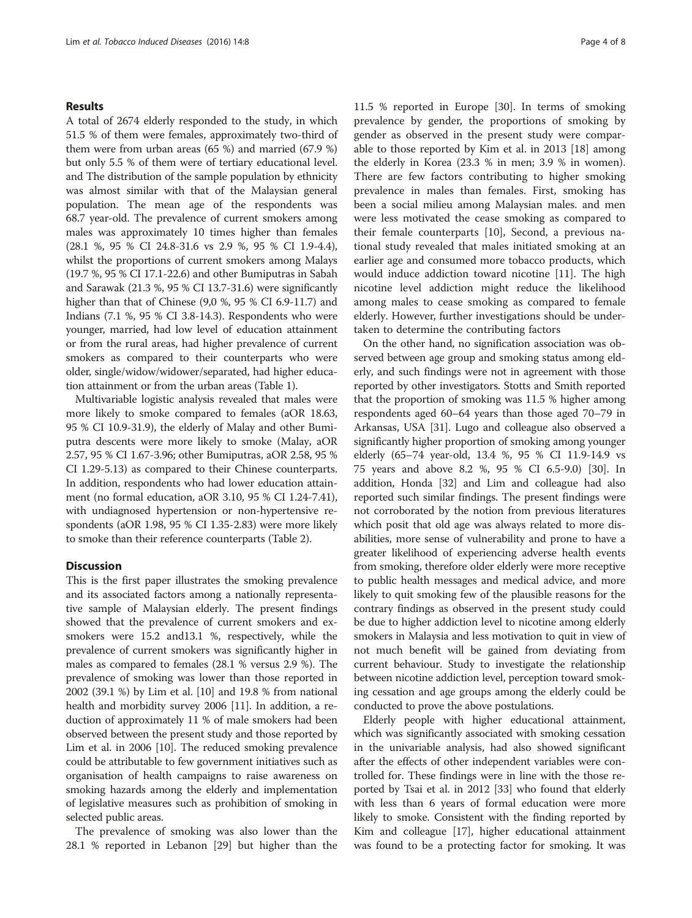## Results

A total of 2674 elderly responded to the study, in which 51.5 % of them were females, approximately two-third of them were from urban areas (65 %) and married (67.9 %) but only 5.5 % of them were of tertiary educational level. and The distribution of the sample population by ethnicity was almost similar with that of the Malaysian general population. The mean age of the respondents was 68.7 year-old. The prevalence of current smokers among males was approximately 10 times higher than females (28.1 %, 95 % CI 24.8-31.6 vs 2.9 %, 95 % CI 1.9-4.4), whilst the proportions of current smokers among Malays (19.7 %, 95 % CI 17.1-22.6) and other Bumiputras in Sabah and Sarawak (21.3 %, 95 % CI 13.7-31.6) were significantly higher than that of Chinese (9,0 %, 95 % CI 6.9-11.7) and Indians (7.1 %, 95 % CI 3.8-14.3). Respondents who were younger, married, had low level of education attainment or from the rural areas, had higher prevalence of current smokers as compared to their counterparts who were older, single/widow/widower/separated, had higher education attainment or from the urban areas (Table 1).

Multivariable logistic analysis revealed that males were more likely to smoke compared to females (aOR 18.63, 95 % CI 10.9-31.9), the elderly of Malay and other Bumiputra descents were more likely to smoke (Malay, aOR 2.57, 95 % CI 1.67-3.96; other Bumiputras, aOR 2.58, 95 % CI 1.29-5.13) as compared to their Chinese counterparts. In addition, respondents who had lower education attainment (no formal education, aOR 3.10, 95 % CI 1.24-7.41), with undiagnosed hypertension or non-hypertensive respondents (aOR 1.98, 95 % CI 1.35-2.83) were more likely to smoke than their reference counterparts (Table 2).

## Discussion

This is the first paper illustrates the smoking prevalence and its associated factors among a nationally representative sample of Malaysian elderly. The present findings showed that the prevalence of current smokers and ex-smokers were 15.2 and13.1 %, respectively, while the prevalence of current smokers was significantly higher in males as compared to females (28.1 % versus 2.9 %). The prevalence of smoking was lower than those reported in 2002 (39.1 %) by Lim et al. [10] and 19.8 % from national health and morbidity survey 2006 [11]. In addition, a reduction of approximately 11 % of male smokers had been observed between the present study and those reported by Lim et al. in 2006 [10]. The reduced smoking prevalence could be attributable to few government initiatives such as organisation of health campaigns to raise awareness on smoking hazards among the elderly and implementation of legislative measures such as prohibition of smoking in selected public areas.

The prevalence of smoking was also lower than the 28.1 % reported in Lebanon [29] but higher than the 11.5 % reported in Europe [30]. In terms of smoking prevalence by gender, the proportions of smoking by gender as observed in the present study were comparable to those reported by Kim et al. in 2013 [18] among the elderly in Korea (23.3 % in men; 3.9 % in women). There are few factors contributing to higher smoking prevalence in males than females. First, smoking has been a social milieu among Malaysian males. and men were less motivated the cease smoking as compared to their female counterparts [10], Second, a previous national study revealed that males initiated smoking at an earlier age and consumed more tobacco products, which would induce addiction toward nicotine [11]. The high nicotine level addiction might reduce the likelihood among males to cease smoking as compared to female elderly. However, further investigations should be undertaken to determine the contributing factors

On the other hand, no signification association was observed between age group and smoking status among elderly, and such findings were not in agreement with those reported by other investigators. Stotts and Smith reported that the proportion of smoking was 11.5 % higher among respondents aged 60–64 years than those aged 70–79 in Arkansas, USA [31]. Lugo and colleague also observed a significantly higher proportion of smoking among younger elderly (65–74 year-old, 13.4 %, 95 % CI 11.9-14.9 vs 75 years and above 8.2 %, 95 % CI 6.5-9.0) [30]. In addition, Honda [32] and Lim and colleague had also reported such similar findings. The present findings were not corroborated by the notion from previous literatures which posit that old age was always related to more disabilities, more sense of vulnerability and prone to have a greater likelihood of experiencing adverse health events from smoking, therefore older elderly were more receptive to public health messages and medical advice, and more likely to quit smoking few of the plausible reasons for the contrary findings as observed in the present study could be due to higher addiction level to nicotine among elderly smokers in Malaysia and less motivation to quit in view of not much benefit will be gained from deviating from current behaviour. Study to investigate the relationship between nicotine addiction level, perception toward smoking cessation and age groups among the elderly could be conducted to prove the above postulations.

Elderly people with higher educational attainment, which was significantly associated with smoking cessation in the univariable analysis, had also showed significant after the effects of other independent variables were controlled for. These findings were in line with the those reported by Tsai et al. in 2012 [33] who found that elderly with less than 6 years of formal education were more likely to smoke. Consistent with the finding reported by Kim and colleague [17], higher educational attainment was found to be a protecting factor for smoking. It was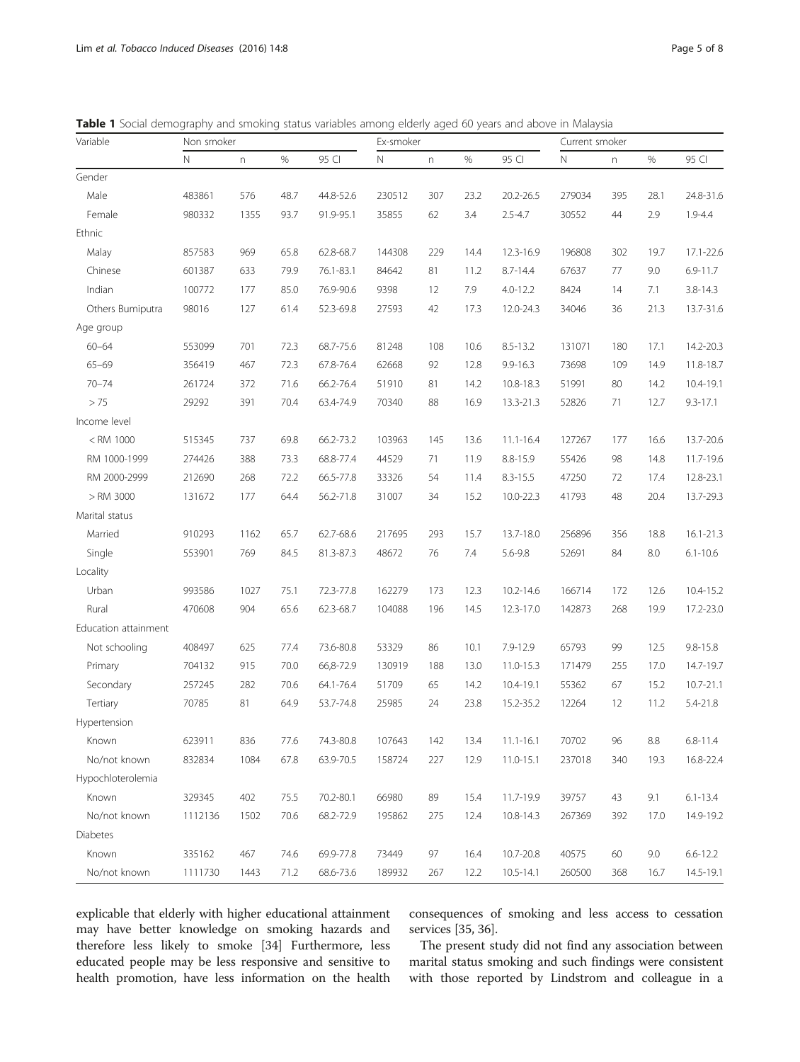**Table 1** Social demography and smoking status variables among elderly aged 60 years and above in Malaysia

| Variable | Non smoker | | | | Ex-smoker | | | | Current smoker | | | |
|---|---|---|---|---|---|---|---|---|---|---|---|---|
| | N | n | % | 95 CI | N | n | % | 95 CI | N | n | % | 95 CI |
| Gender | | | | | | | | | | | | |
| Male | 483861 | 576 | 48.7 | 44.8-52.6 | 230512 | 307 | 23.2 | 20.2-26.5 | 279034 | 395 | 28.1 | 24.8-31.6 |
| Female | 980332 | 1355 | 93.7 | 91.9-95.1 | 35855 | 62 | 3.4 | 2.5-4.7 | 30552 | 44 | 2.9 | 1.9-4.4 |
| Ethnic | | | | | | | | | | | | |
| Malay | 857583 | 969 | 65.8 | 62.8-68.7 | 144308 | 229 | 14.4 | 12.3-16.9 | 196808 | 302 | 19.7 | 17.1-22.6 |
| Chinese | 601387 | 633 | 79.9 | 76.1-83.1 | 84642 | 81 | 11.2 | 8.7-14.4 | 67637 | 77 | 9.0 | 6.9-11.7 |
| Indian | 100772 | 177 | 85.0 | 76.9-90.6 | 9398 | 12 | 7.9 | 4.0-12.2 | 8424 | 14 | 7.1 | 3.8-14.3 |
| Others Bumiputra | 98016 | 127 | 61.4 | 52.3-69.8 | 27593 | 42 | 17.3 | 12.0-24.3 | 34046 | 36 | 21.3 | 13.7-31.6 |
| Age group | | | | | | | | | | | | |
| 60–64 | 553099 | 701 | 72.3 | 68.7-75.6 | 81248 | 108 | 10.6 | 8.5-13.2 | 131071 | 180 | 17.1 | 14.2-20.3 |
| 65–69 | 356419 | 467 | 72.3 | 67.8-76.4 | 62668 | 92 | 12.8 | 9.9-16.3 | 73698 | 109 | 14.9 | 11.8-18.7 |
| 70–74 | 261724 | 372 | 71.6 | 66.2-76.4 | 51910 | 81 | 14.2 | 10.8-18.3 | 51991 | 80 | 14.2 | 10.4-19.1 |
| > 75 | 29292 | 391 | 70.4 | 63.4-74.9 | 70340 | 88 | 16.9 | 13.3-21.3 | 52826 | 71 | 12.7 | 9.3-17.1 |
| Income level | | | | | | | | | | | | |
| < RM 1000 | 515345 | 737 | 69.8 | 66.2-73.2 | 103963 | 145 | 13.6 | 11.1-16.4 | 127267 | 177 | 16.6 | 13.7-20.6 |
| RM 1000-1999 | 274426 | 388 | 73.3 | 68.8-77.4 | 44529 | 71 | 11.9 | 8.8-15.9 | 55426 | 98 | 14.8 | 11.7-19.6 |
| RM 2000-2999 | 212690 | 268 | 72.2 | 66.5-77.8 | 33326 | 54 | 11.4 | 8.3-15.5 | 47250 | 72 | 17.4 | 12.8-23.1 |
| > RM 3000 | 131672 | 177 | 64.4 | 56.2-71.8 | 31007 | 34 | 15.2 | 10.0-22.3 | 41793 | 48 | 20.4 | 13.7-29.3 |
| Marital status | | | | | | | | | | | | |
| Married | 910293 | 1162 | 65.7 | 62.7-68.6 | 217695 | 293 | 15.7 | 13.7-18.0 | 256896 | 356 | 18.8 | 16.1-21.3 |
| Single | 553901 | 769 | 84.5 | 81.3-87.3 | 48672 | 76 | 7.4 | 5.6-9.8 | 52691 | 84 | 8.0 | 6.1-10.6 |
| Locality | | | | | | | | | | | | |
| Urban | 993586 | 1027 | 75.1 | 72.3-77.8 | 162279 | 173 | 12.3 | 10.2-14.6 | 166714 | 172 | 12.6 | 10.4-15.2 |
| Rural | 470608 | 904 | 65.6 | 62.3-68.7 | 104088 | 196 | 14.5 | 12.3-17.0 | 142873 | 268 | 19.9 | 17.2-23.0 |
| Education attainment | | | | | | | | | | | | |
| Not schooling | 408497 | 625 | 77.4 | 73.6-80.8 | 53329 | 86 | 10.1 | 7.9-12.9 | 65793 | 99 | 12.5 | 9.8-15.8 |
| Primary | 704132 | 915 | 70.0 | 66,8-72.9 | 130919 | 188 | 13.0 | 11.0-15.3 | 171479 | 255 | 17.0 | 14.7-19.7 |
| Secondary | 257245 | 282 | 70.6 | 64.1-76.4 | 51709 | 65 | 14.2 | 10.4-19.1 | 55362 | 67 | 15.2 | 10.7-21.1 |
| Tertiary | 70785 | 81 | 64.9 | 53.7-74.8 | 25985 | 24 | 23.8 | 15.2-35.2 | 12264 | 12 | 11.2 | 5.4-21.8 |
| Hypertension | | | | | | | | | | | | |
| Known | 623911 | 836 | 77.6 | 74.3-80.8 | 107643 | 142 | 13.4 | 11.1-16.1 | 70702 | 96 | 8.8 | 6.8-11.4 |
| No/not known | 832834 | 1084 | 67.8 | 63.9-70.5 | 158724 | 227 | 12.9 | 11.0-15.1 | 237018 | 340 | 19.3 | 16.8-22.4 |
| Hypochloterolemia | | | | | | | | | | | | |
| Known | 329345 | 402 | 75.5 | 70.2-80.1 | 66980 | 89 | 15.4 | 11.7-19.9 | 39757 | 43 | 9.1 | 6.1-13.4 |
| No/not known | 1112136 | 1502 | 70.6 | 68.2-72.9 | 195862 | 275 | 12.4 | 10.8-14.3 | 267369 | 392 | 17.0 | 14.9-19.2 |
| Diabetes | | | | | | | | | | | | |
| Known | 335162 | 467 | 74.6 | 69.9-77.8 | 73449 | 97 | 16.4 | 10.7-20.8 | 40575 | 60 | 9.0 | 6.6-12.2 |
| No/not known | 1111730 | 1443 | 71.2 | 68.6-73.6 | 189932 | 267 | 12.2 | 10.5-14.1 | 260500 | 368 | 16.7 | 14.5-19.1 |

explicable that elderly with higher educational attainment may have better knowledge on smoking hazards and therefore less likely to smoke [34] Furthermore, less educated people may be less responsive and sensitive to health promotion, have less information on the health consequences of smoking and less access to cessation services [35, 36].

The present study did not find any association between marital status smoking and such findings were consistent with those reported by Lindstrom and colleague in a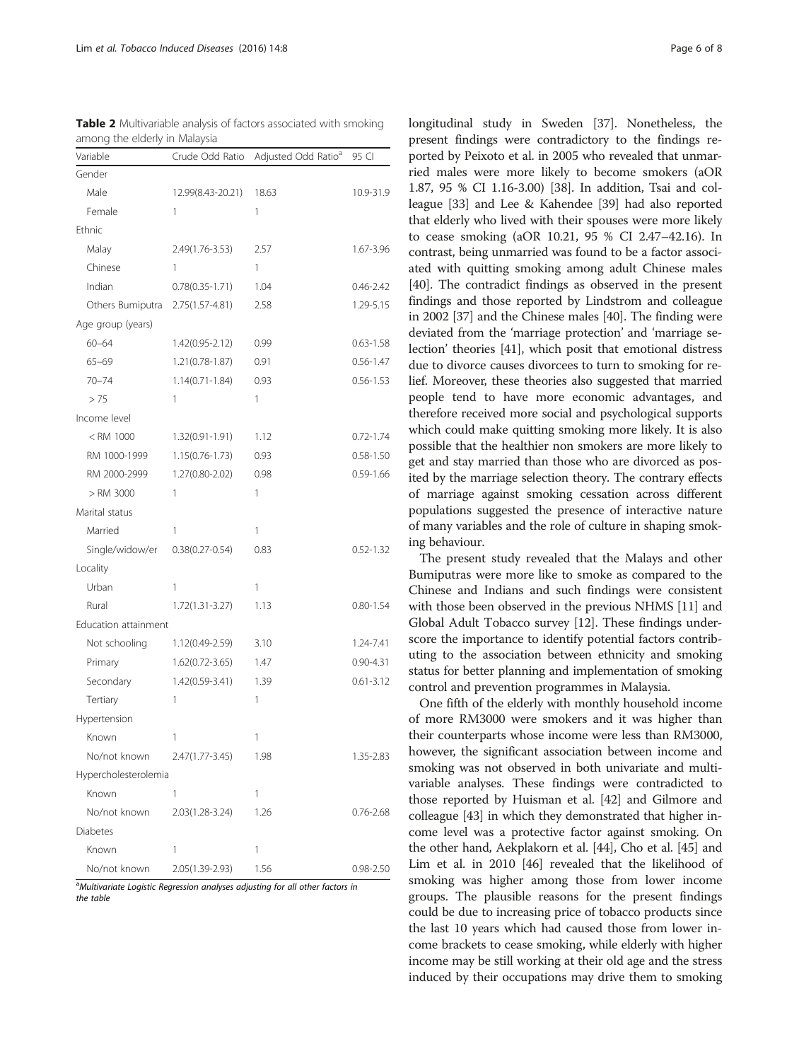**Table 2** Multivariable analysis of factors associated with smoking among the elderly in Malaysia

| Variable | Crude Odd Ratio | Adjusted Odd Ratio[a] | 95 CI |
|---|---|---|---|
| Gender | | | |
| Male | 12.99(8.43-20.21) | 18.63 | 10.9-31.9 |
| Female | 1 | 1 | |
| Ethnic | | | |
| Malay | 2.49(1.76-3.53) | 2.57 | 1.67-3.96 |
| Chinese | 1 | 1 | |
| Indian | 0.78(0.35-1.71) | 1.04 | 0.46-2.42 |
| Others Bumiputra | 2.75(1.57-4.81) | 2.58 | 1.29-5.15 |
| Age group (years) | | | |
| 60–64 | 1.42(0.95-2.12) | 0.99 | 0.63-1.58 |
| 65–69 | 1.21(0.78-1.87) | 0.91 | 0.56-1.47 |
| 70–74 | 1.14(0.71-1.84) | 0.93 | 0.56-1.53 |
| > 75 | 1 | 1 | |
| Income level | | | |
| < RM 1000 | 1.32(0.91-1.91) | 1.12 | 0.72-1.74 |
| RM 1000-1999 | 1.15(0.76-1.73) | 0.93 | 0.58-1.50 |
| RM 2000-2999 | 1.27(0.80-2.02) | 0.98 | 0.59-1.66 |
| > RM 3000 | 1 | 1 | |
| Marital status | | | |
| Married | 1 | 1 | |
| Single/widow/er | 0.38(0.27-0.54) | 0.83 | 0.52-1.32 |
| Locality | | | |
| Urban | 1 | 1 | |
| Rural | 1.72(1.31-3.27) | 1.13 | 0.80-1.54 |
| Education attainment | | | |
| Not schooling | 1.12(0.49-2.59) | 3.10 | 1.24-7.41 |
| Primary | 1.62(0.72-3.65) | 1.47 | 0.90-4.31 |
| Secondary | 1.42(0.59-3.41) | 1.39 | 0.61-3.12 |
| Tertiary | 1 | 1 | |
| Hypertension | | | |
| Known | 1 | 1 | |
| No/not known | 2.47(1.77-3.45) | 1.98 | 1.35-2.83 |
| Hypercholesterolemia | | | |
| Known | 1 | 1 | |
| No/not known | 2.03(1.28-3.24) | 1.26 | 0.76-2.68 |
| Diabetes | | | |
| Known | 1 | 1 | |
| No/not known | 2.05(1.39-2.93) | 1.56 | 0.98-2.50 |

[a]*Multivariate Logistic Regression analyses adjusting for all other factors in the table*

longitudinal study in Sweden [37]. Nonetheless, the present findings were contradictory to the findings reported by Peixoto et al. in 2005 who revealed that unmarried males were more likely to become smokers (aOR 1.87, 95 % CI 1.16-3.00) [38]. In addition, Tsai and colleague [33] and Lee & Kahendee [39] had also reported that elderly who lived with their spouses were more likely to cease smoking (aOR 10.21, 95 % CI 2.47–42.16). In contrast, being unmarried was found to be a factor associated with quitting smoking among adult Chinese males [40]. The contradict findings as observed in the present findings and those reported by Lindstrom and colleague in 2002 [37] and the Chinese males [40]. The finding were deviated from the 'marriage protection' and 'marriage selection' theories [41], which posit that emotional distress due to divorce causes divorcees to turn to smoking for relief. Moreover, these theories also suggested that married people tend to have more economic advantages, and therefore received more social and psychological supports which could make quitting smoking more likely. It is also possible that the healthier non smokers are more likely to get and stay married than those who are divorced as posited by the marriage selection theory. The contrary effects of marriage against smoking cessation across different populations suggested the presence of interactive nature of many variables and the role of culture in shaping smoking behaviour.

The present study revealed that the Malays and other Bumiputras were more like to smoke as compared to the Chinese and Indians and such findings were consistent with those been observed in the previous NHMS [11] and Global Adult Tobacco survey [12]. These findings underscore the importance to identify potential factors contributing to the association between ethnicity and smoking status for better planning and implementation of smoking control and prevention programmes in Malaysia.

One fifth of the elderly with monthly household income of more RM3000 were smokers and it was higher than their counterparts whose income were less than RM3000, however, the significant association between income and smoking was not observed in both univariate and multivariable analyses. These findings were contradicted to those reported by Huisman et al. [42] and Gilmore and colleague [43] in which they demonstrated that higher income level was a protective factor against smoking. On the other hand, Aekplakorn et al. [44], Cho et al. [45] and Lim et al. in 2010 [46] revealed that the likelihood of smoking was higher among those from lower income groups. The plausible reasons for the present findings could be due to increasing price of tobacco products since the last 10 years which had caused those from lower income brackets to cease smoking, while elderly with higher income may be still working at their old age and the stress induced by their occupations may drive them to smoking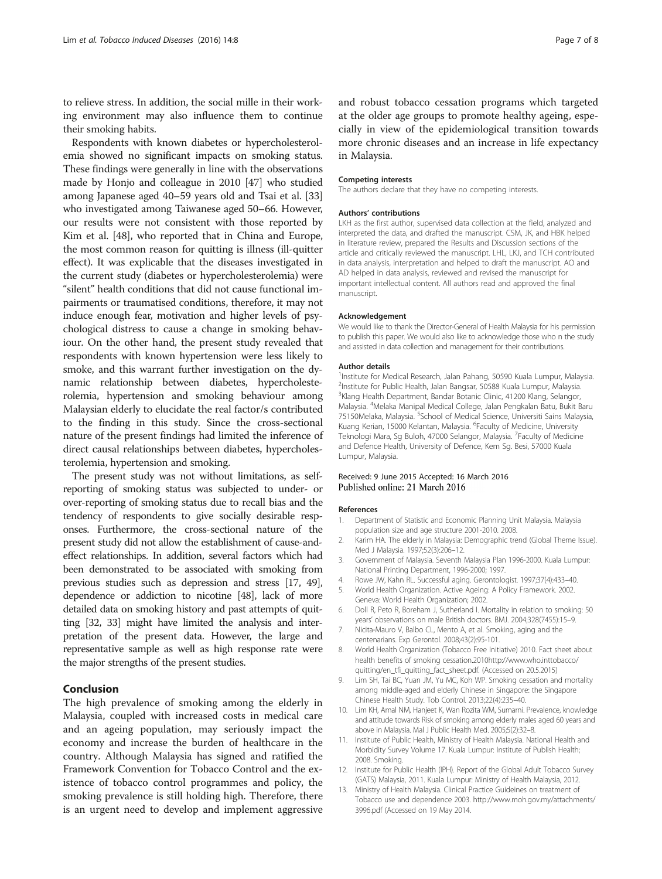to relieve stress. In addition, the social mille in their working environment may also influence them to continue their smoking habits.

Respondents with known diabetes or hypercholesterolemia showed no significant impacts on smoking status. These findings were generally in line with the observations made by Honjo and colleague in 2010 [47] who studied among Japanese aged 40–59 years old and Tsai et al. [33] who investigated among Taiwanese aged 50–66. However, our results were not consistent with those reported by Kim et al. [48], who reported that in China and Europe, the most common reason for quitting is illness (ill-quitter effect). It was explicable that the diseases investigated in the current study (diabetes or hypercholesterolemia) were "silent" health conditions that did not cause functional impairments or traumatised conditions, therefore, it may not induce enough fear, motivation and higher levels of psychological distress to cause a change in smoking behaviour. On the other hand, the present study revealed that respondents with known hypertension were less likely to smoke, and this warrant further investigation on the dynamic relationship between diabetes, hypercholesterolemia, hypertension and smoking behaviour among Malaysian elderly to elucidate the real factor/s contributed to the finding in this study. Since the cross-sectional nature of the present findings had limited the inference of direct causal relationships between diabetes, hypercholesterolemia, hypertension and smoking.

The present study was not without limitations, as self-reporting of smoking status was subjected to under- or over-reporting of smoking status due to recall bias and the tendency of respondents to give socially desirable responses. Furthermore, the cross-sectional nature of the present study did not allow the establishment of cause-and-effect relationships. In addition, several factors which had been demonstrated to be associated with smoking from previous studies such as depression and stress [17, 49], dependence or addiction to nicotine [48], lack of more detailed data on smoking history and past attempts of quitting [32, 33] might have limited the analysis and interpretation of the present data. However, the large and representative sample as well as high response rate were the major strengths of the present studies.

## Conclusion

The high prevalence of smoking among the elderly in Malaysia, coupled with increased costs in medical care and an ageing population, may seriously impact the economy and increase the burden of healthcare in the country. Although Malaysia has signed and ratified the Framework Convention for Tobacco Control and the existence of tobacco control programmes and policy, the smoking prevalence is still holding high. Therefore, there is an urgent need to develop and implement aggressive and robust tobacco cessation programs which targeted at the older age groups to promote healthy ageing, especially in view of the epidemiological transition towards more chronic diseases and an increase in life expectancy in Malaysia.

#### Competing interests

The authors declare that they have no competing interests.

#### Authors' contributions

LKH as the first author, supervised data collection at the field, analyzed and interpreted the data, and drafted the manuscript. CSM, JK, and HBK helped in literature review, prepared the Results and Discussion sections of the article and critically reviewed the manuscript. LHL, LKJ, and TCH contributed in data analysis, interpretation and helped to draft the manuscript. AO and AD helped in data analysis, reviewed and revised the manuscript for important intellectual content. All authors read and approved the final manuscript.

#### Acknowledgement

We would like to thank the Director-General of Health Malaysia for his permission to publish this paper. We would also like to acknowledge those who n the study and assisted in data collection and management for their contributions.

#### Author details

[1]Institute for Medical Research, Jalan Pahang, 50590 Kuala Lumpur, Malaysia. [2]Institute for Public Health, Jalan Bangsar, 50588 Kuala Lumpur, Malaysia. [3]Klang Health Department, Bandar Botanic Clinic, 41200 Klang, Selangor, Malaysia. [4]Melaka Manipal Medical College, Jalan Pengkalan Batu, Bukit Baru 75150Melaka, Malaysia. [5]School of Medical Science, Universiti Sains Malaysia, Kuang Kerian, 15000 Kelantan, Malaysia. [6]Faculty of Medicine, University Teknologi Mara, Sg Buloh, 47000 Selangor, Malaysia. [7]Faculty of Medicine and Defence Health, University of Defence, Kem Sg. Besi, 57000 Kuala Lumpur, Malaysia.

Received: 9 June 2015 Accepted: 16 March 2016
Published online: 21 March 2016

#### References

1. Department of Statistic and Economic Planning Unit Malaysia. Malaysia population size and age structure 2001-2010. 2008.
2. Karim HA. The elderly in Malaysia: Demographic trend (Global Theme Issue). Med J Malaysia. 1997;52(3):206–12.
3. Government of Malaysia. Seventh Malaysia Plan 1996-2000. Kuala Lumpur: National Printing Department, 1996-2000; 1997.
4. Rowe JW, Kahn RL. Successful aging. Gerontologist. 1997;37(4):433–40.
5. World Health Organization. Active Ageing: A Policy Framework. 2002. Geneva: World Health Organization; 2002.
6. Doll R, Peto R, Boreham J, Sutherland I. Mortality in relation to smoking: 50 years' observations on male British doctors. BMJ. 2004;328(7455):15–9.
7. Nicita-Mauro V, Balbo CL, Mento A, et al. Smoking, aging and the centenarians. Exp Gerontol. 2008;43(2):95-101.
8. World Health Organization (Tobacco Free Initiative) 2010. Fact sheet about health benefits of smoking cessation.2010http://www.who.inttobacco/quitting/en_tfi_quitting_fact_sheet.pdf. (Accessed on 20.5.2015)
9. Lim SH, Tai BC, Yuan JM, Yu MC, Koh WP. Smoking cessation and mortality among middle-aged and elderly Chinese in Singapore: the Singapore Chinese Health Study. Tob Control. 2013;22(4):235–40.
10. Lim KH, Amal NM, Hanjeet K, Wan Rozita WM, Sumarni. Prevalence, knowledge and attitude towards Risk of smoking among elderly males aged 60 years and above in Malaysia. Mal J Public Health Med. 2005;5(2):32–8.
11. Institute of Public Health, Ministry of Health Malaysia. National Health and Morbidity Survey Volume 17. Kuala Lumpur: Institute of Publish Health; 2008. Smoking.
12. Institute for Public Health (IPH). Report of the Global Adult Tobacco Survey (GATS) Malaysia, 2011. Kuala Lumpur: Ministry of Health Malaysia, 2012.
13. Ministry of Health Malaysia. Clinical Practice Guideines on treatment of Tobacco use and dependence 2003. http://www.moh.gov.my/attachments/3996.pdf (Accessed on 19 May 2014.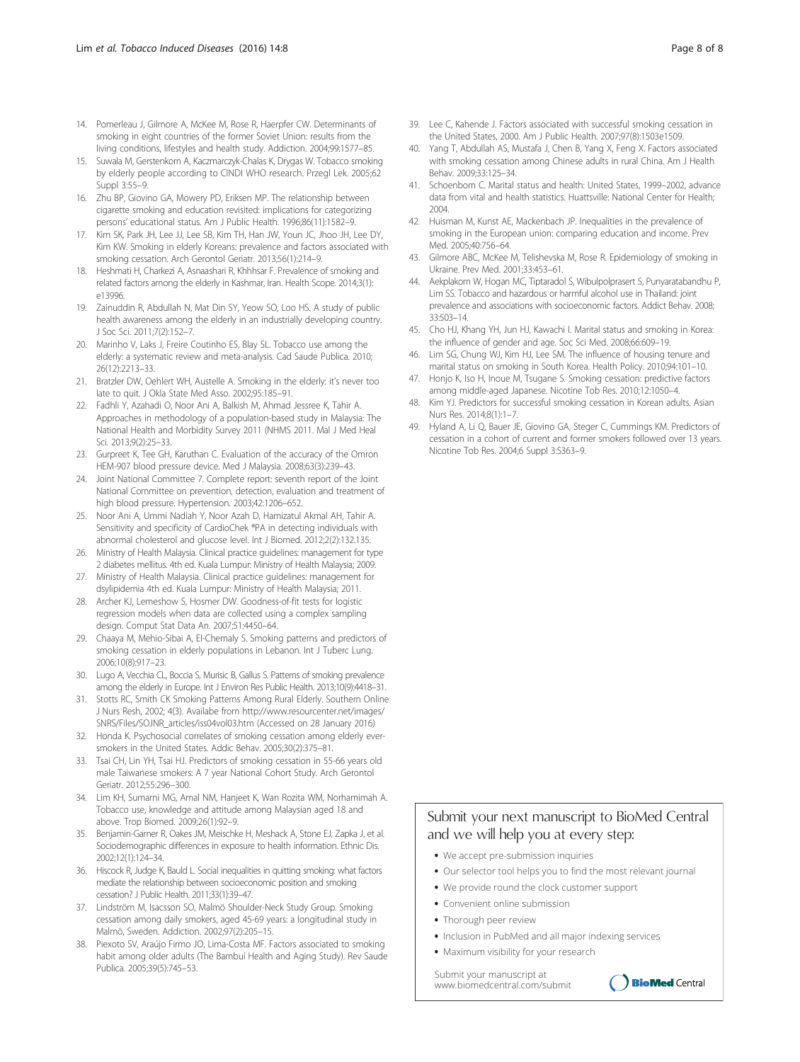14. Pomerleau J, Gilmore A, McKee M, Rose R, Haerpfer CW. Determinants of smoking in eight countries of the former Soviet Union: results from the living conditions, lifestyles and health study. Addiction. 2004;99:1577–85.
15. Suwala M, Gerstenkorn A, Kaczmarczyk-Chalas K, Drygas W. Tobacco smoking by elderly people according to CINDI WHO research. Przegl Lek. 2005;62 Suppl 3:55–9.
16. Zhu BP, Giovino GA, Mowery PD, Eriksen MP. The relationship between cigarette smoking and education revisited: implications for categorizing persons' educational status. Am J Public Health. 1996;86(11):1582–9.
17. Kim SK, Park JH, Lee JJ, Lee SB, Kim TH, Han JW, Youn JC, Jhoo JH, Lee DY, Kim KW. Smoking in elderly Koreans: prevalence and factors associated with smoking cessation. Arch Gerontol Geriatr. 2013;56(1):214–9.
18. Heshmati H, Charkezi A, Asnaashari R, Khhhsar F. Prevalence of smoking and related factors among the elderly in Kashmar, Iran. Health Scope. 2014;3(1): e13996.
19. Zainuddin R, Abdullah N, Mat Din SY, Yeow SO, Loo HS. A study of public health awareness among the elderly in an industrially developing country. J Soc Sci. 2011;7(2):152–7.
20. Marinho V, Laks J, Freire Coutinho ES, Blay SL. Tobacco use among the elderly: a systematic review and meta-analysis. Cad Saude Publica. 2010; 26(12):2213–33.
21. Bratzler DW, Oehlert WH, Austelle A. Smoking in the elderly: it's never too late to quit. J Okla State Med Asso. 2002;95:185–91.
22. Fadhli Y, Azahadi O, Noor Ani A, Balkish M, Ahmad Jessree K, Tahir A. Approaches in methodology of a population-based study in Malaysia: The National Health and Morbidity Survey 2011 (NHMS 2011. Mal J Med Heal Sci. 2013;9(2):25–33.
23. Gurpreet K, Tee GH, Karuthan C. Evaluation of the accuracy of the Omron HEM-907 blood pressure device. Med J Malaysia. 2008;63(3):239–43.
24. Joint National Committee 7. Complete report: seventh report of the Joint National Committee on prevention, detection, evaluation and treatment of high blood pressure. Hypertension. 2003;42:1206–652.
25. Noor Ani A, Ummi Nadiah Y, Noor Azah D, Hamizatul Akmal AH, Tahir A. Sensitivity and specificity of CardioChek ®PA in detecting individuals with abnormal cholesterol and glucose level. Int J Biomed. 2012;2(2):132.135.
26. Ministry of Health Malaysia. Clinical practice guidelines: management for type 2 diabetes mellitus. 4th ed. Kuala Lumpur: Ministry of Health Malaysia; 2009.
27. Ministry of Health Malaysia. Clinical practice guidelines: management for dsylipidemia 4th ed. Kuala Lumpur: Ministry of Health Malaysia; 2011.
28. Archer KJ, Lemeshow S, Hosmer DW. Goodness-of-fit tests for logistic regression models when data are collected using a complex sampling design. Comput Stat Data An. 2007;51:4450–64.
29. Chaaya M, Mehio-Sibai A, El-Chemaly S. Smoking patterns and predictors of smoking cessation in elderly populations in Lebanon. Int J Tuberc Lung. 2006;10(8):917–23.
30. Lugo A, Vecchia CL, Boccia S, Murisic B, Gallus S. Patterns of smoking prevalence among the elderly in Europe. Int J Environ Res Public Health. 2013;10(9):4418–31.
31. Stotts RC, Smith CK Smoking Patterns Among Rural Elderly. Southern Online J Nurs Resh, 2002; 4(3). Availabe from http://www.resourcenter.net/images/SNRS/Files/SOJNR_articles/iss04vol03.htm (Accessed on 28 January 2016)
32. Honda K. Psychosocial correlates of smoking cessation among elderly ever-smokers in the United States. Addic Behav. 2005;30(2):375–81.
33. Tsai CH, Lin YH, Tsai HJ. Predictors of smoking cessation in 55-66 years old male Taiwanese smokers: A 7 year National Cohort Study. Arch Gerontol Geriatr. 2012;55:296–300.
34. Lim KH, Sumarni MG, Amal NM, Hanjeet K, Wan Rozita WM, Norhamimah A. Tobacco use, knowledge and attitude among Malaysian aged 18 and above. Trop Biomed. 2009;26(1):92–9.
35. Benjamin-Garner R, Oakes JM, Meischke H, Meshack A, Stone EJ, Zapka J, et al. Sociodemographic differences in exposure to health information. Ethnic Dis. 2002;12(1):124–34.
36. Hiscock R, Judge K, Bauld L. Social inequalities in quitting smoking: what factors mediate the relationship between socioeconomic position and smoking cessation? J Public Health. 2011;33(1):39–47.
37. Lindström M, Isacsson SO, Malmö Shoulder-Neck Study Group. Smoking cessation among daily smokers, aged 45-69 years: a longitudinal study in Malmö, Sweden. Addiction. 2002;97(2):205–15.
38. Piexoto SV, Araújo Firmo JO, Lima-Costa MF. Factors associated to smoking habit among older adults (The Bambuí Health and Aging Study). Rev Saude Publica. 2005;39(5):745–53.
39. Lee C, Kahende J. Factors associated with successful smoking cessation in the United States, 2000. Am J Public Health. 2007;97(8):1503e1509.
40. Yang T, Abdullah AS, Mustafa J, Chen B, Yang X, Feng X. Factors associated with smoking cessation among Chinese adults in rural China. Am J Health Behav. 2009;33:125–34.
41. Schoenborn C. Marital status and health: United States, 1999–2002, advance data from vital and health statistics. Huattsville: National Center for Health; 2004.
42. Huisman M, Kunst AE, Mackenbach JP. Inequalities in the prevalence of smoking in the European union: comparing education and income. Prev Med. 2005;40:756–64.
43. Gilmore ABC, McKee M, Telishevska M, Rose R. Epidemiology of smoking in Ukraine. Prev Med. 2001;33:453–61.
44. Aekplakorn W, Hogan MC, Tiptaradol S, Wibulpolprasert S, Punyaratabandhu P, Lim SS. Tobacco and hazardous or harmful alcohol use in Thailand: joint prevalence and associations with socioeconomic factors. Addict Behav. 2008; 33:503–14.
45. Cho HJ, Khang YH, Jun HJ, Kawachi I. Marital status and smoking in Korea: the influence of gender and age. Soc Sci Med. 2008;66:609–19.
46. Lim SG, Chung WJ, Kim HJ, Lee SM. The influence of housing tenure and marital status on smoking in South Korea. Health Policy. 2010;94:101–10.
47. Honjo K, Iso H, Inoue M, Tsugane S. Smoking cessation: predictive factors among middle-aged Japanese. Nicotine Tob Res. 2010;12:1050–4.
48. Kim YJ. Predictors for successful smoking cessation in Korean adults. Asian Nurs Res. 2014;8(1):1–7.
49. Hyland A, Li Q, Bauer JE, Giovino GA, Steger C, Cummings KM. Predictors of cessation in a cohort of current and former smokers followed over 13 years. Nicotine Tob Res. 2004;6 Suppl 3:S363–9.

Submit your next manuscript to BioMed Central and we will help you at every step:

- We accept pre-submission inquiries
- Our selector tool helps you to find the most relevant journal
- We provide round the clock customer support
- Convenient online submission
- Thorough peer review
- Inclusion in PubMed and all major indexing services
- Maximum visibility for your research

Submit your manuscript at
www.biomedcentral.com/submit

BioMed Central